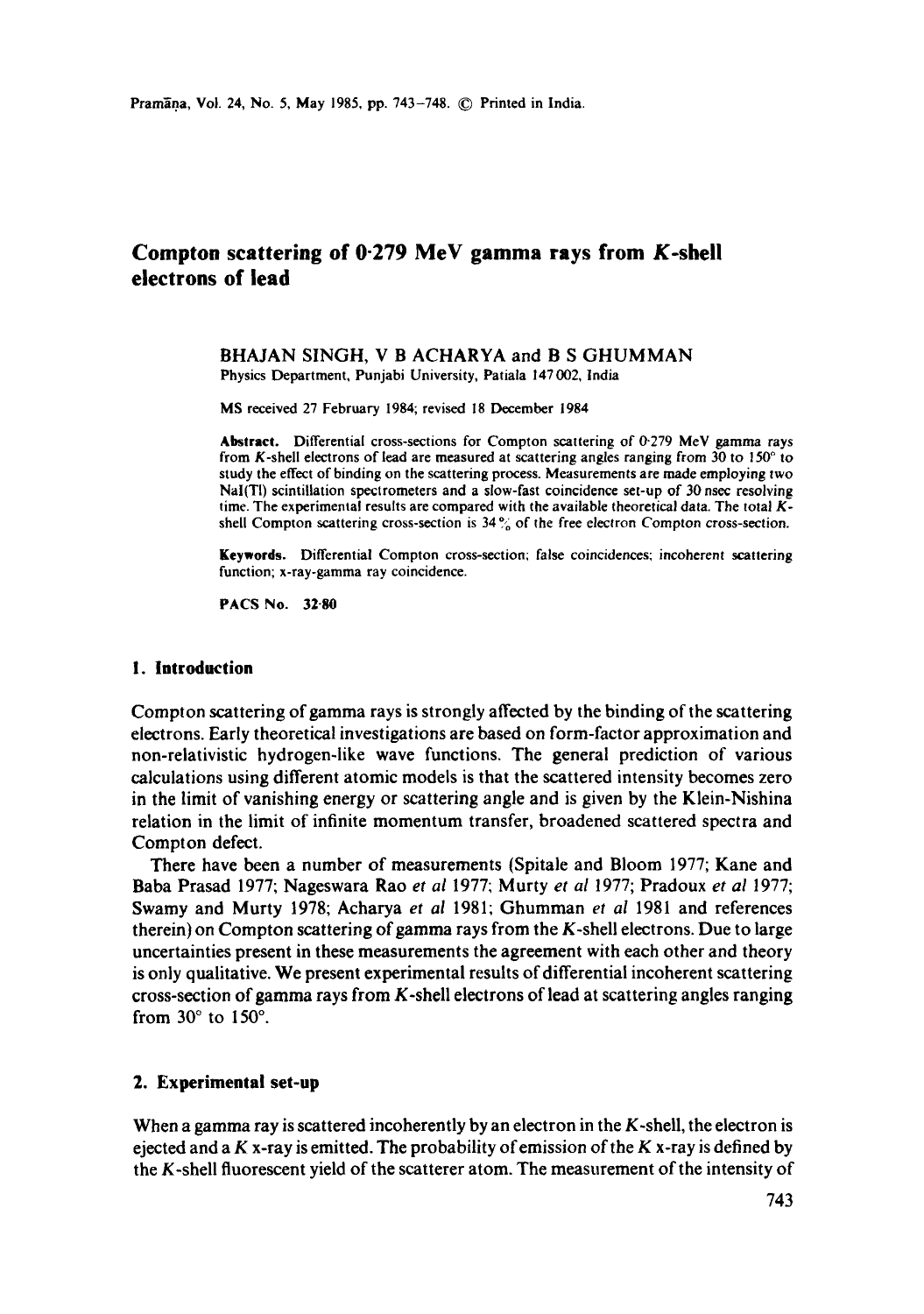# Compton scattering of 0·279 MeV gamma rays from $K$-shell electrons of lead

BHAJAN SINGH, V B ACHARYA and B S GHUMMAN

Physics Department, Punjabi University, Patiala 147 002, India

MS received 27 February 1984; revised 18 December 1984

**Abstract.** Differential cross-sections for Compton scattering of 0·279 MeV gamma rays from $K$-shell electrons of lead are measured at scattering angles ranging from 30 to 150° to study the effect of binding on the scattering process. Measurements are made employing two NaI(Tl) scintillation spectrometers and a slow-fast coincidence set-up of 30 nsec resolving time. The experimental results are compared with the available theoretical data. The total $K$-shell Compton scattering cross-section is 34% of the free electron Compton cross-section.

**Keywords.** Differential Compton cross-section; false coincidences; incoherent scattering function; x-ray-gamma ray coincidence.

**PACS No.** 32·80

## 1. Introduction

Compton scattering of gamma rays is strongly affected by the binding of the scattering electrons. Early theoretical investigations are based on form-factor approximation and non-relativistic hydrogen-like wave functions. The general prediction of various calculations using different atomic models is that the scattered intensity becomes zero in the limit of vanishing energy or scattering angle and is given by the Klein-Nishina relation in the limit of infinite momentum transfer, broadened scattered spectra and Compton defect.

There have been a number of measurements (Spitale and Bloom 1977; Kane and Baba Prasad 1977; Nageswara Rao *et al* 1977; Murty *et al* 1977; Pradoux *et al* 1977; Swamy and Murty 1978; Acharya *et al* 1981; Ghumman *et al* 1981 and references therein) on Compton scattering of gamma rays from the $K$-shell electrons. Due to large uncertainties present in these measurements the agreement with each other and theory is only qualitative. We present experimental results of differential incoherent scattering cross-section of gamma rays from $K$-shell electrons of lead at scattering angles ranging from 30° to 150°.

## 2. Experimental set-up

When a gamma ray is scattered incoherently by an electron in the $K$-shell, the electron is ejected and a $K$ x-ray is emitted. The probability of emission of the $K$ x-ray is defined by the $K$-shell fluorescent yield of the scatterer atom. The measurement of the intensity of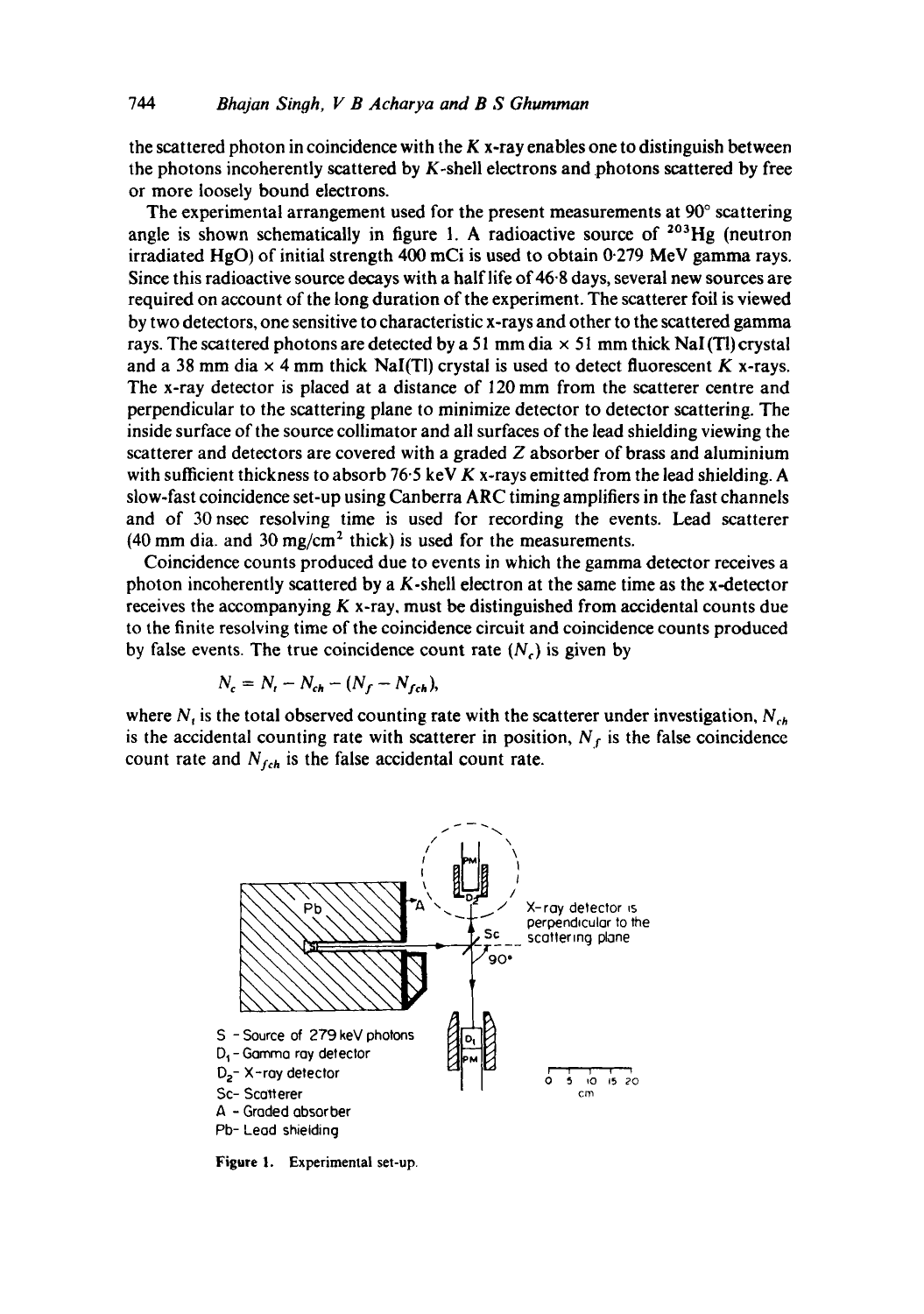the scattered photon in coincidence with the $K$ x-ray enables one to distinguish between the photons incoherently scattered by $K$-shell electrons and photons scattered by free or more loosely bound electrons.

The experimental arrangement used for the present measurements at 90° scattering angle is shown schematically in figure 1. A radioactive source of $^{203}$Hg (neutron irradiated HgO) of initial strength 400 mCi is used to obtain 0·279 MeV gamma rays. Since this radioactive source decays with a half life of 46·8 days, several new sources are required on account of the long duration of the experiment. The scatterer foil is viewed by two detectors, one sensitive to characteristic x-rays and other to the scattered gamma rays. The scattered photons are detected by a 51 mm dia × 51 mm thick NaI(Tl) crystal and a 38 mm dia × 4 mm thick NaI(Tl) crystal is used to detect fluorescent $K$ x-rays. The x-ray detector is placed at a distance of 120 mm from the scatterer centre and perpendicular to the scattering plane to minimize detector to detector scattering. The inside surface of the source collimator and all surfaces of the lead shielding viewing the scatterer and detectors are covered with a graded $Z$ absorber of brass and aluminium with sufficient thickness to absorb 76·5 keV $K$ x-rays emitted from the lead shielding. A slow-fast coincidence set-up using Canberra ARC timing amplifiers in the fast channels and of 30 nsec resolving time is used for recording the events. Lead scatterer (40 mm dia. and 30 mg/cm$^2$ thick) is used for the measurements.

Coincidence counts produced due to events in which the gamma detector receives a photon incoherently scattered by a $K$-shell electron at the same time as the x-detector receives the accompanying $K$ x-ray, must be distinguished from accidental counts due to the finite resolving time of the coincidence circuit and coincidence counts produced by false events. The true coincidence count rate ($N_c$) is given by

$$N_c = N_t - N_{ch} - (N_f - N_{fch}),$$

where $N_t$ is the total observed counting rate with the scatterer under investigation, $N_{ch}$ is the accidental counting rate with scatterer in position, $N_f$ is the false coincidence count rate and $N_{fch}$ is the false accidental count rate.

S - Source of 279 keV photons
D$_1$ - Gamma ray detector
D$_2$ - X-ray detector
Sc - Scatterer
A - Graded absorber
Pb - Lead shielding

X-ray detector is perpendicular to the scattering plane

**Figure 1.** Experimental set-up.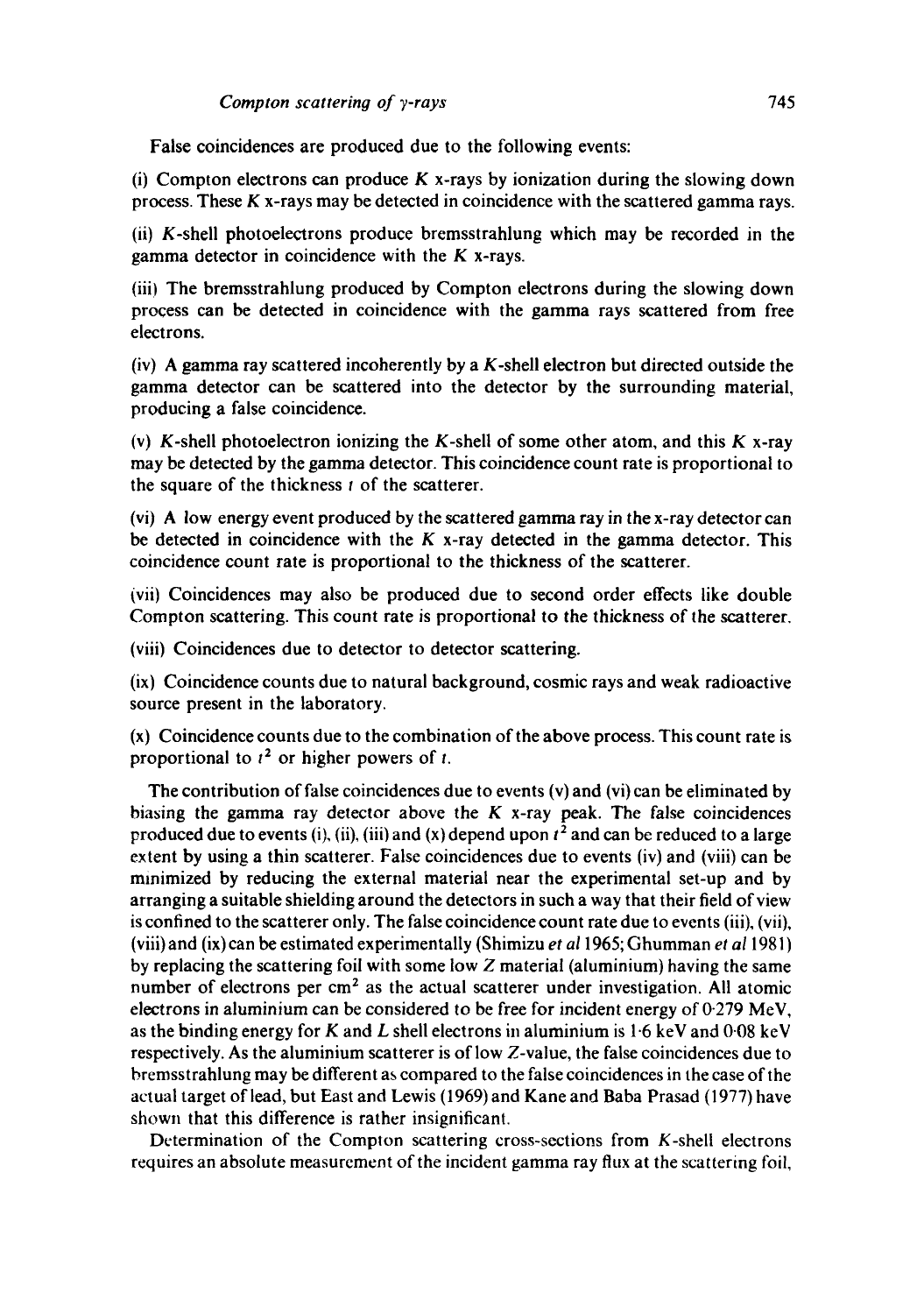False coincidences are produced due to the following events:

(i) Compton electrons can produce $K$ x-rays by ionization during the slowing down process. These $K$ x-rays may be detected in coincidence with the scattered gamma rays.

(ii) $K$-shell photoelectrons produce bremsstrahlung which may be recorded in the gamma detector in coincidence with the $K$ x-rays.

(iii) The bremsstrahlung produced by Compton electrons during the slowing down process can be detected in coincidence with the gamma rays scattered from free electrons.

(iv) A gamma ray scattered incoherently by a $K$-shell electron but directed outside the gamma detector can be scattered into the detector by the surrounding material, producing a false coincidence.

(v) $K$-shell photoelectron ionizing the $K$-shell of some other atom, and this $K$ x-ray may be detected by the gamma detector. This coincidence count rate is proportional to the square of the thickness $t$ of the scatterer.

(vi) A low energy event produced by the scattered gamma ray in the x-ray detector can be detected in coincidence with the $K$ x-ray detected in the gamma detector. This coincidence count rate is proportional to the thickness of the scatterer.

(vii) Coincidences may also be produced due to second order effects like double Compton scattering. This count rate is proportional to the thickness of the scatterer.

(viii) Coincidences due to detector to detector scattering.

(ix) Coincidence counts due to natural background, cosmic rays and weak radioactive source present in the laboratory.

(x) Coincidence counts due to the combination of the above process. This count rate is proportional to $t^2$ or higher powers of $t$.

The contribution of false coincidences due to events (v) and (vi) can be eliminated by biasing the gamma ray detector above the $K$ x-ray peak. The false coincidences produced due to events (i), (ii), (iii) and (x) depend upon $t^2$ and can be reduced to a large extent by using a thin scatterer. False coincidences due to events (iv) and (viii) can be minimized by reducing the external material near the experimental set-up and by arranging a suitable shielding around the detectors in such a way that their field of view is confined to the scatterer only. The false coincidence count rate due to events (iii), (vii), (viii) and (ix) can be estimated experimentally (Shimizu *et al* 1965; Ghumman *et al* 1981) by replacing the scattering foil with some low $Z$ material (aluminium) having the same number of electrons per $cm^2$ as the actual scatterer under investigation. All atomic electrons in aluminium can be considered to be free for incident energy of 0·279 MeV, as the binding energy for $K$ and $L$ shell electrons in aluminium is 1·6 keV and 0·08 keV respectively. As the aluminium scatterer is of low $Z$-value, the false coincidences due to bremsstrahlung may be different as compared to the false coincidences in the case of the actual target of lead, but East and Lewis (1969) and Kane and Baba Prasad (1977) have shown that this difference is rather insignificant.

Determination of the Compton scattering cross-sections from $K$-shell electrons requires an absolute measurement of the incident gamma ray flux at the scattering foil,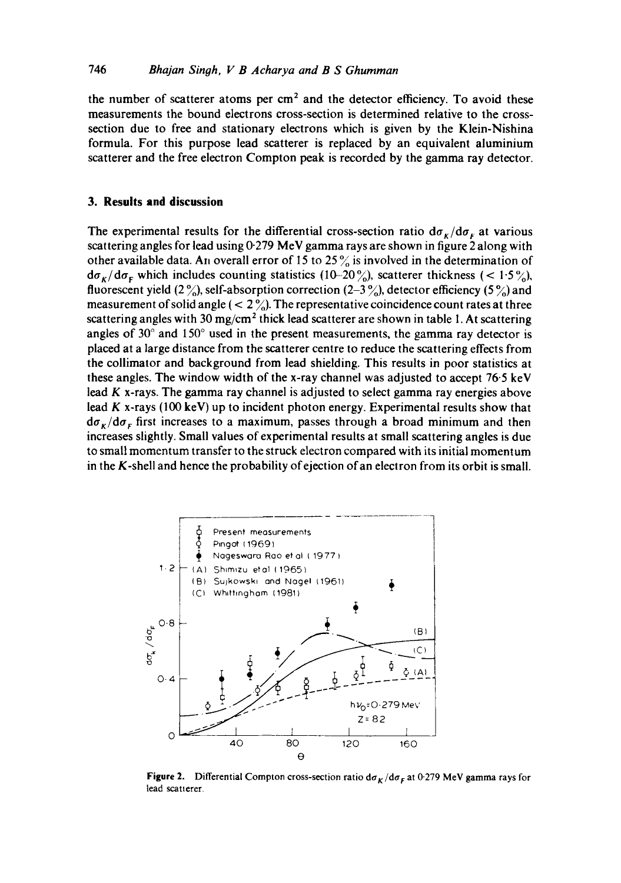the number of scatterer atoms per cm$^2$ and the detector efficiency. To avoid these measurements the bound electrons cross-section is determined relative to the cross-section due to free and stationary electrons which is given by the Klein-Nishina formula. For this purpose lead scatterer is replaced by an equivalent aluminium scatterer and the free electron Compton peak is recorded by the gamma ray detector.

## 3. Results and discussion

The experimental results for the differential cross-section ratio $d\sigma_K/d\sigma_F$ at various scattering angles for lead using 0·279 MeV gamma rays are shown in figure 2 along with other available data. An overall error of 15 to 25 % is involved in the determination of $d\sigma_K/d\sigma_F$ which includes counting statistics (10–20 %), scatterer thickness (< 1·5 %), fluorescent yield (2 %), self-absorption correction (2–3 %), detector efficiency (5 %) and measurement of solid angle (< 2 %). The representative coincidence count rates at three scattering angles with 30 mg/cm$^2$ thick lead scatterer are shown in table 1. At scattering angles of 30° and 150° used in the present measurements, the gamma ray detector is placed at a large distance from the scatterer centre to reduce the scattering effects from the collimator and background from lead shielding. This results in poor statistics at these angles. The window width of the x-ray channel was adjusted to accept 76·5 keV lead $K$ x-rays. The gamma ray channel is adjusted to select gamma ray energies above lead $K$ x-rays (100 keV) up to incident photon energy. Experimental results show that $d\sigma_K/d\sigma_F$ first increases to a maximum, passes through a broad minimum and then increases slightly. Small values of experimental results at small scattering angles is due to small momentum transfer to the struck electron compared with its initial momentum in the $K$-shell and hence the probability of ejection of an electron from its orbit is small.

**Figure 2.** Differential Compton cross-section ratio $d\sigma_K/d\sigma_F$ at 0·279 MeV gamma rays for lead scatterer.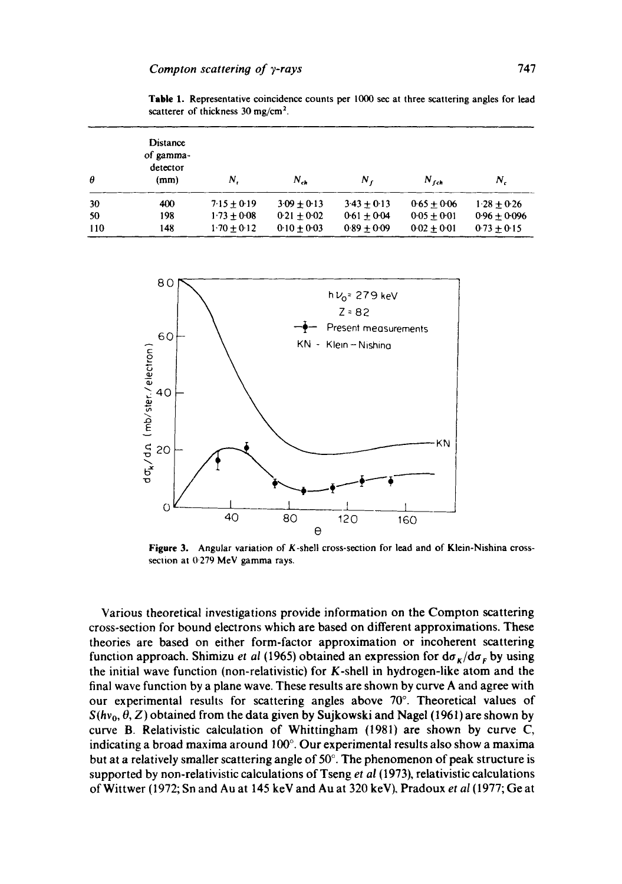**Table 1.** Representative coincidence counts per 1000 sec at three scattering angles for lead scatterer of thickness 30 mg/cm².

| $\theta$ | Distance of gamma-detector (mm) | $N_t$ | $N_{ch}$ | $N_f$ | $N_{fch}$ | $N_c$ |
|---|---|---|---|---|---|---|
| 30 | 400 | $7{\cdot}15 \pm 0{\cdot}19$ | $3{\cdot}09 \pm 0{\cdot}13$ | $3{\cdot}43 \pm 0{\cdot}13$ | $0{\cdot}65 \pm 0{\cdot}06$ | $1{\cdot}28 \pm 0{\cdot}26$ |
| 50 | 198 | $1{\cdot}73 \pm 0{\cdot}08$ | $0{\cdot}21 \pm 0{\cdot}02$ | $0{\cdot}61 \pm 0{\cdot}04$ | $0{\cdot}05 \pm 0{\cdot}01$ | $0{\cdot}96 \pm 0{\cdot}096$ |
| 110 | 148 | $1{\cdot}70 \pm 0{\cdot}12$ | $0{\cdot}10 \pm 0{\cdot}03$ | $0{\cdot}89 \pm 0{\cdot}09$ | $0{\cdot}02 \pm 0{\cdot}01$ | $0{\cdot}73 \pm 0{\cdot}15$ |

**Figure 3.** Angular variation of $K$-shell cross-section for lead and of Klein-Nishina cross-section at 0·279 MeV gamma rays.

Various theoretical investigations provide information on the Compton scattering cross-section for bound electrons which are based on different approximations. These theories are based on either form-factor approximation or incoherent scattering function approach. Shimizu *et al* (1965) obtained an expression for $d\sigma_K/d\sigma_F$ by using the initial wave function (non-relativistic) for $K$-shell in hydrogen-like atom and the final wave function by a plane wave. These results are shown by curve A and agree with our experimental results for scattering angles above 70°. Theoretical values of $S(h\nu_0, \theta, Z)$ obtained from the data given by Sujkowski and Nagel (1961) are shown by curve B. Relativistic calculation of Whittingham (1981) are shown by curve C, indicating a broad maxima around 100°. Our experimental results also show a maxima but at a relatively smaller scattering angle of 50°. The phenomenon of peak structure is supported by non-relativistic calculations of Tseng *et al* (1973), relativistic calculations of Wittwer (1972; Sn and Au at 145 keV and Au at 320 keV), Pradoux *et al* (1977; Ge at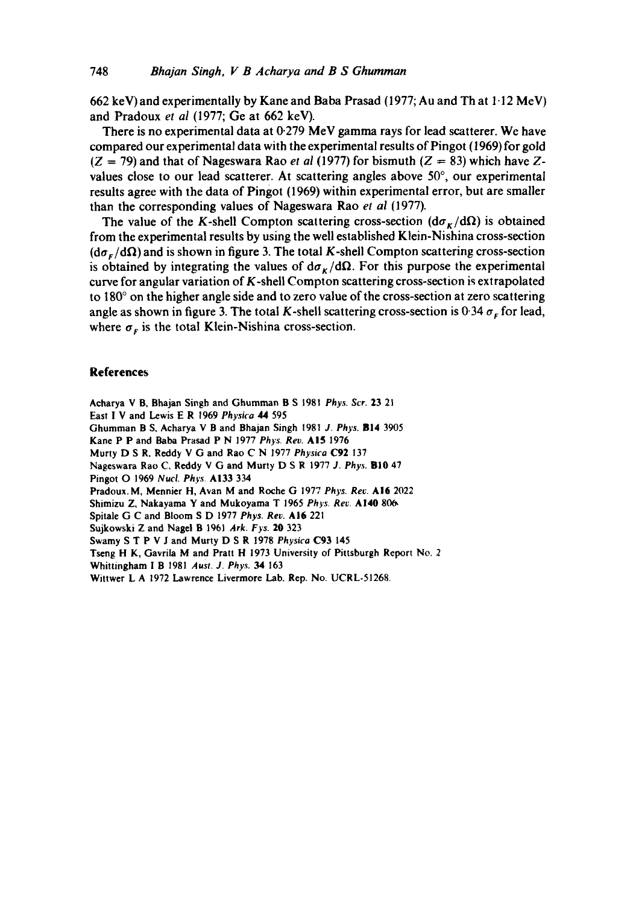662 keV) and experimentally by Kane and Baba Prasad (1977; Au and Th at 1·12 MeV) and Pradoux *et al* (1977; Ge at 662 keV).

There is no experimental data at 0·279 MeV gamma rays for lead scatterer. We have compared our experimental data with the experimental results of Pingot (1969) for gold ($Z = 79$) and that of Nageswara Rao *et al* (1977) for bismuth ($Z = 83$) which have $Z$-values close to our lead scatterer. At scattering angles above 50°, our experimental results agree with the data of Pingot (1969) within experimental error, but are smaller than the corresponding values of Nageswara Rao *et al* (1977).

The value of the $K$-shell Compton scattering cross-section ($d\sigma_K/d\Omega$) is obtained from the experimental results by using the well established Klein-Nishina cross-section ($d\sigma_F/d\Omega$) and is shown in figure 3. The total $K$-shell Compton scattering cross-section is obtained by integrating the values of $d\sigma_K/d\Omega$. For this purpose the experimental curve for angular variation of $K$-shell Compton scattering cross-section is extrapolated to 180° on the higher angle side and to zero value of the cross-section at zero scattering angle as shown in figure 3. The total $K$-shell scattering cross-section is 0·34 $\sigma_F$ for lead, where $\sigma_F$ is the total Klein-Nishina cross-section.

## References

Acharya V B, Bhajan Singh and Ghumman B S 1981 *Phys. Scr.* **23** 21
East I V and Lewis E R 1969 *Physica* **44** 595
Ghumman B S, Acharya V B and Bhajan Singh 1981 *J. Phys.* **B14** 3905
Kane P P and Baba Prasad P N 1977 *Phys. Rev.* **A15** 1976
Murty D S R, Reddy V G and Rao C N 1977 *Physica* **C92** 137
Nageswara Rao C, Reddy V G and Murty D S R 1977 *J. Phys.* **B10** 47
Pingot O 1969 *Nucl. Phys.* **A133** 334
Pradoux M, Mennier H, Avan M and Roche G 1977 *Phys. Rev.* **A16** 2022
Shimizu Z, Nakayama Y and Mukoyama T 1965 *Phys. Rev.* **A140** 806
Spitale G C and Bloom S D 1977 *Phys. Rev.* **A16** 221
Sujkowski Z and Nagel B 1961 *Ark. Fys.* **20** 323
Swamy S T P V J and Murty D S R 1978 *Physica* **C93** 145
Tseng H K, Gavrila M and Pratt H 1973 University of Pittsburgh Report No. 2
Whittingham I B 1981 *Aust. J. Phys.* **34** 163
Wittwer L A 1972 Lawrence Livermore Lab. Rep. No. UCRL-51268.